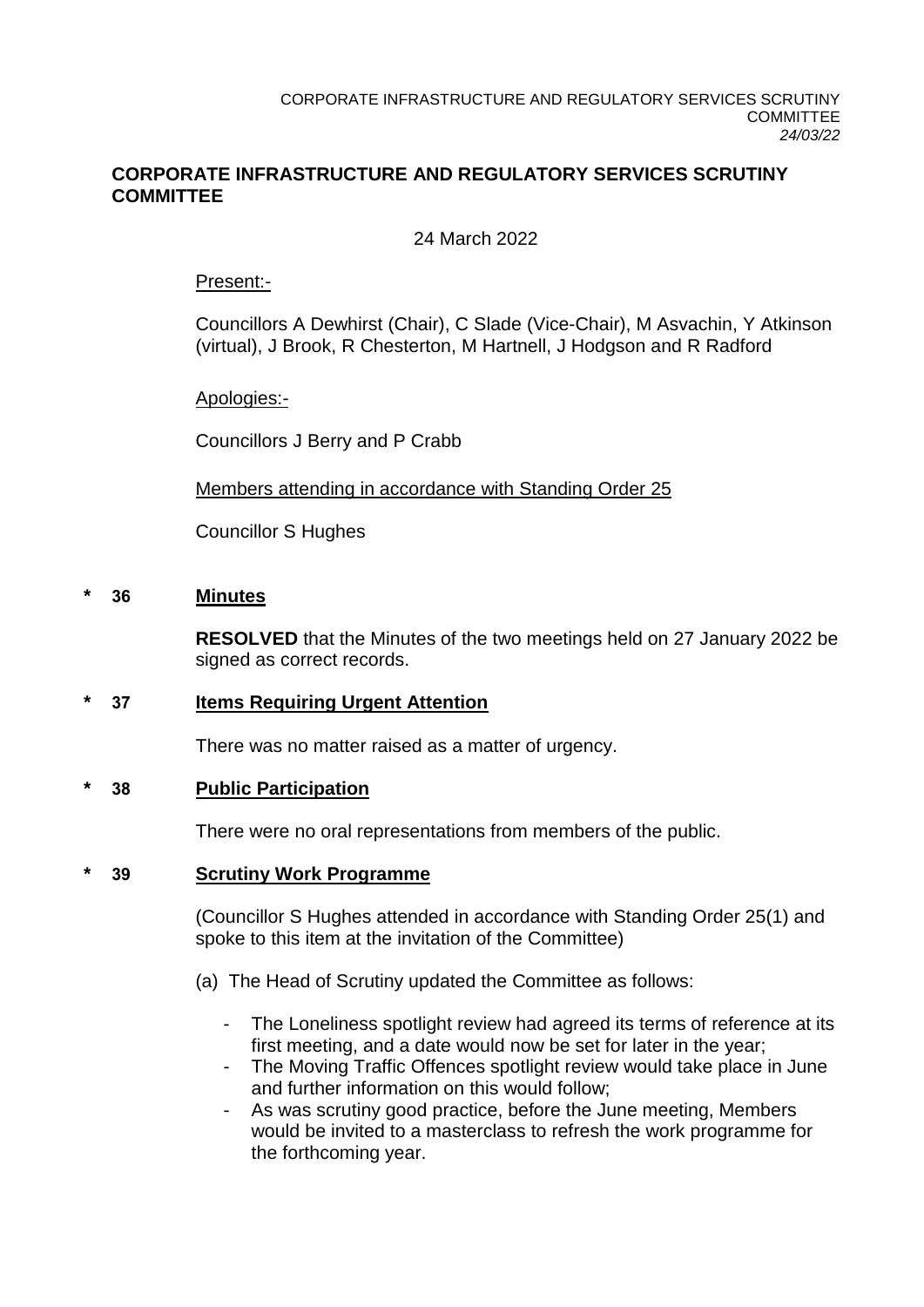## CORPORATE INFRASTRUCTURE AND REGULATORY SERVICES SCRUTINY COMMITTEE

24 March 2022

Present:-

Councillors A Dewhirst (Chair), C Slade (Vice-Chair), M Asvachin, Y Atkinson (virtual), J Brook, R Chesterton, M Hartnell, J Hodgson and R Radford

Apologies:-

Councillors J Berry and P Crabb

Members attending in accordance with Standing Order 25

Councillor S Hughes

### * 36 Minutes

**RESOLVED** that the Minutes of the two meetings held on 27 January 2022 be signed as correct records.

### * 37 Items Requiring Urgent Attention

There was no matter raised as a matter of urgency.

### * 38 Public Participation

There were no oral representations from members of the public.

### * 39 Scrutiny Work Programme

(Councillor S Hughes attended in accordance with Standing Order 25(1) and spoke to this item at the invitation of the Committee)

(a) The Head of Scrutiny updated the Committee as follows:

- The Loneliness spotlight review had agreed its terms of reference at its first meeting, and a date would now be set for later in the year;
- The Moving Traffic Offences spotlight review would take place in June and further information on this would follow;
- As was scrutiny good practice, before the June meeting, Members would be invited to a masterclass to refresh the work programme for the forthcoming year.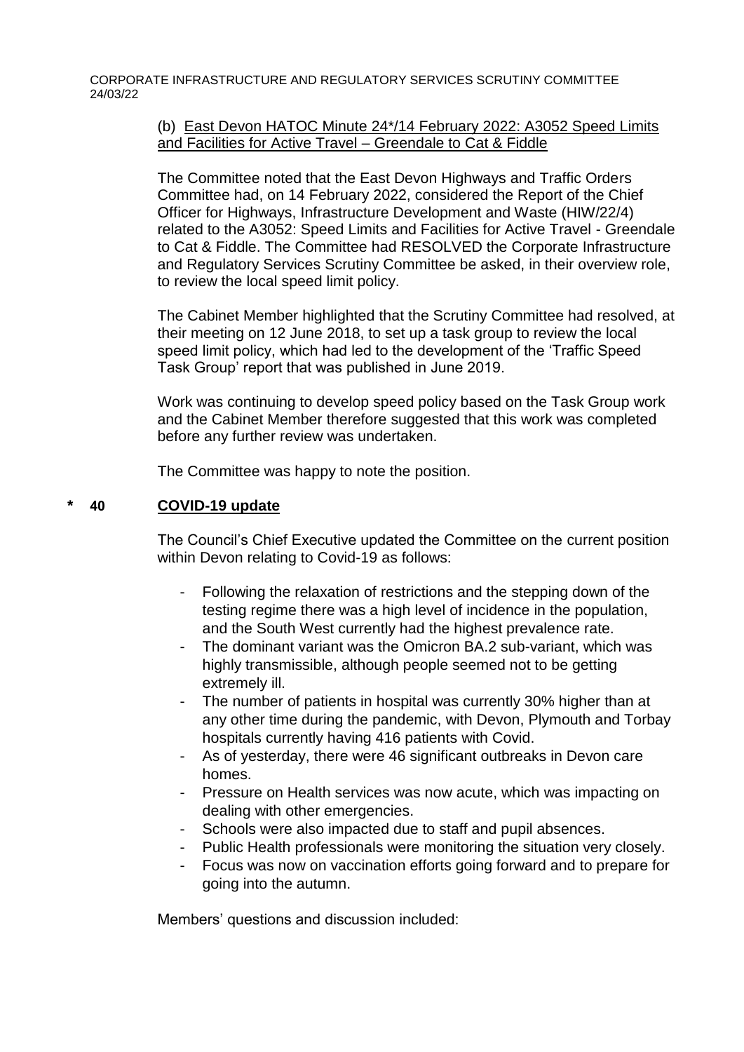(b) East Devon HATOC Minute 24*/14 February 2022: A3052 Speed Limits and Facilities for Active Travel – Greendale to Cat & Fiddle

The Committee noted that the East Devon Highways and Traffic Orders Committee had, on 14 February 2022, considered the Report of the Chief Officer for Highways, Infrastructure Development and Waste (HIW/22/4) related to the A3052: Speed Limits and Facilities for Active Travel - Greendale to Cat & Fiddle. The Committee had RESOLVED the Corporate Infrastructure and Regulatory Services Scrutiny Committee be asked, in their overview role, to review the local speed limit policy.

The Cabinet Member highlighted that the Scrutiny Committee had resolved, at their meeting on 12 June 2018, to set up a task group to review the local speed limit policy, which had led to the development of the 'Traffic Speed Task Group' report that was published in June 2019.

Work was continuing to develop speed policy based on the Task Group work and the Cabinet Member therefore suggested that this work was completed before any further review was undertaken.

The Committee was happy to note the position.

## * 40 COVID-19 update

The Council's Chief Executive updated the Committee on the current position within Devon relating to Covid-19 as follows:

- Following the relaxation of restrictions and the stepping down of the testing regime there was a high level of incidence in the population, and the South West currently had the highest prevalence rate.
- The dominant variant was the Omicron BA.2 sub-variant, which was highly transmissible, although people seemed not to be getting extremely ill.
- The number of patients in hospital was currently 30% higher than at any other time during the pandemic, with Devon, Plymouth and Torbay hospitals currently having 416 patients with Covid.
- As of yesterday, there were 46 significant outbreaks in Devon care homes.
- Pressure on Health services was now acute, which was impacting on dealing with other emergencies.
- Schools were also impacted due to staff and pupil absences.
- Public Health professionals were monitoring the situation very closely.
- Focus was now on vaccination efforts going forward and to prepare for going into the autumn.

Members' questions and discussion included: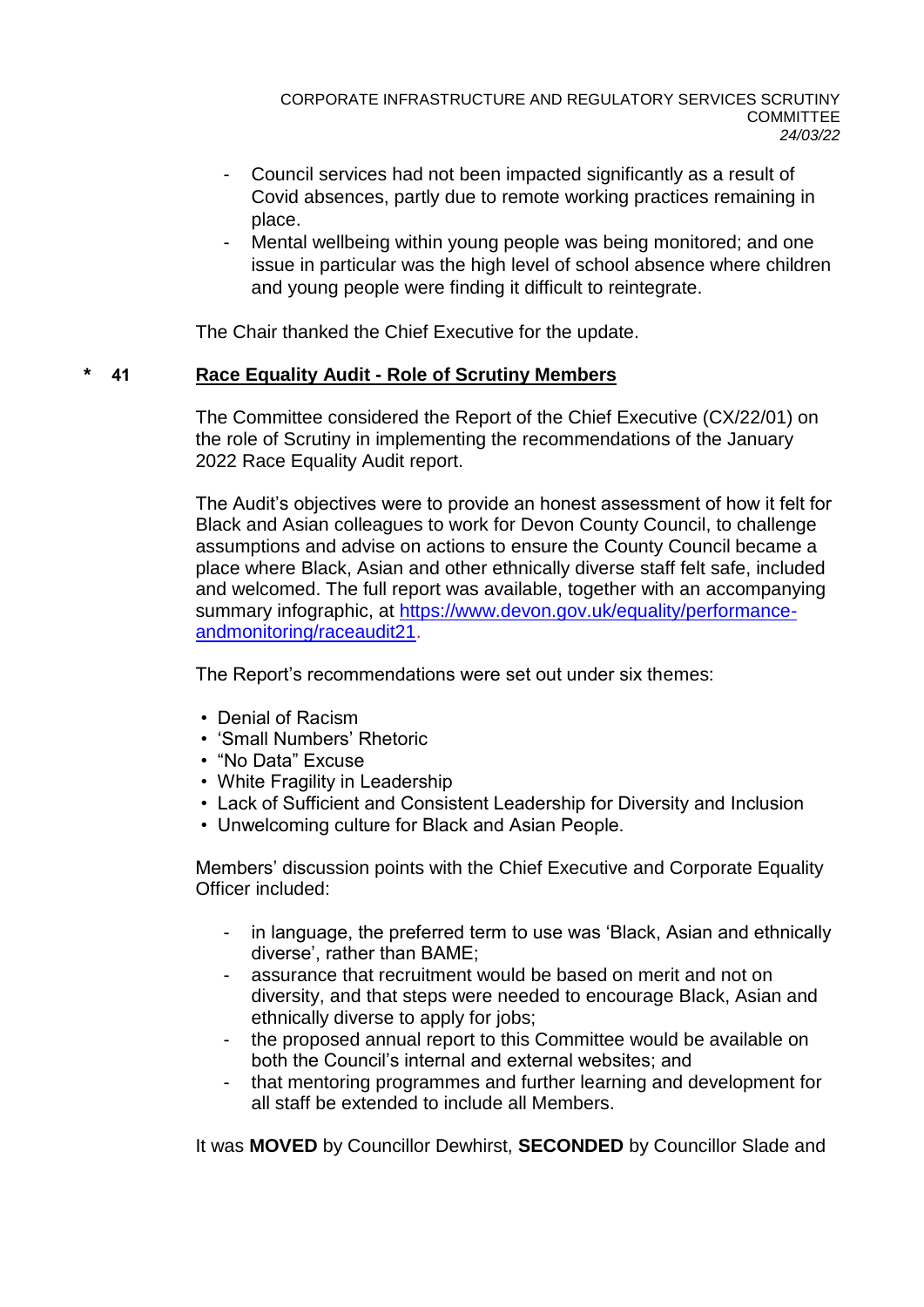- Council services had not been impacted significantly as a result of Covid absences, partly due to remote working practices remaining in place.
- Mental wellbeing within young people was being monitored; and one issue in particular was the high level of school absence where children and young people were finding it difficult to reintegrate.

The Chair thanked the Chief Executive for the update.

## * 41 Race Equality Audit - Role of Scrutiny Members

The Committee considered the Report of the Chief Executive (CX/22/01) on the role of Scrutiny in implementing the recommendations of the January 2022 Race Equality Audit report.

The Audit's objectives were to provide an honest assessment of how it felt for Black and Asian colleagues to work for Devon County Council, to challenge assumptions and advise on actions to ensure the County Council became a place where Black, Asian and other ethnically diverse staff felt safe, included and welcomed. The full report was available, together with an accompanying summary infographic, at [https://www.devon.gov.uk/equality/performance-andmonitoring/raceaudit21](https://www.devon.gov.uk/equality/performance-andmonitoring/raceaudit21).

The Report's recommendations were set out under six themes:

- Denial of Racism
- 'Small Numbers' Rhetoric
- "No Data" Excuse
- White Fragility in Leadership
- Lack of Sufficient and Consistent Leadership for Diversity and Inclusion
- Unwelcoming culture for Black and Asian People.

Members' discussion points with the Chief Executive and Corporate Equality Officer included:

- in language, the preferred term to use was 'Black, Asian and ethnically diverse', rather than BAME;
- assurance that recruitment would be based on merit and not on diversity, and that steps were needed to encourage Black, Asian and ethnically diverse to apply for jobs;
- the proposed annual report to this Committee would be available on both the Council's internal and external websites; and
- that mentoring programmes and further learning and development for all staff be extended to include all Members.

It was **MOVED** by Councillor Dewhirst, **SECONDED** by Councillor Slade and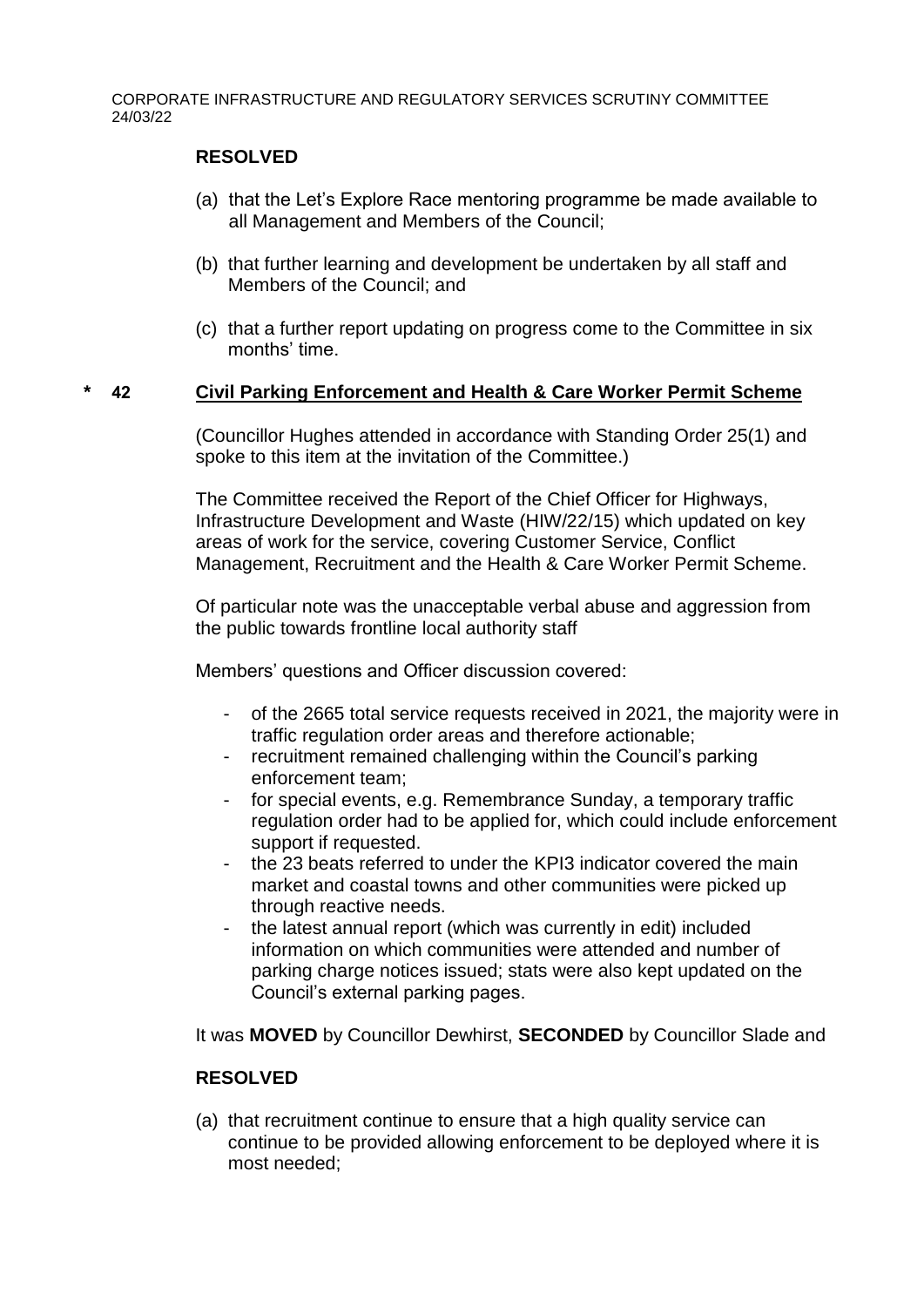**RESOLVED**

(a) that the Let's Explore Race mentoring programme be made available to all Management and Members of the Council;

(b) that further learning and development be undertaken by all staff and Members of the Council; and

(c) that a further report updating on progress come to the Committee in six months' time.

## * 42 Civil Parking Enforcement and Health & Care Worker Permit Scheme

(Councillor Hughes attended in accordance with Standing Order 25(1) and spoke to this item at the invitation of the Committee.)

The Committee received the Report of the Chief Officer for Highways, Infrastructure Development and Waste (HIW/22/15) which updated on key areas of work for the service, covering Customer Service, Conflict Management, Recruitment and the Health & Care Worker Permit Scheme.

Of particular note was the unacceptable verbal abuse and aggression from the public towards frontline local authority staff

Members' questions and Officer discussion covered:

- of the 2665 total service requests received in 2021, the majority were in traffic regulation order areas and therefore actionable;
- recruitment remained challenging within the Council's parking enforcement team;
- for special events, e.g. Remembrance Sunday, a temporary traffic regulation order had to be applied for, which could include enforcement support if requested.
- the 23 beats referred to under the KPI3 indicator covered the main market and coastal towns and other communities were picked up through reactive needs.
- the latest annual report (which was currently in edit) included information on which communities were attended and number of parking charge notices issued; stats were also kept updated on the Council's external parking pages.

It was **MOVED** by Councillor Dewhirst, **SECONDED** by Councillor Slade and

**RESOLVED**

(a) that recruitment continue to ensure that a high quality service can continue to be provided allowing enforcement to be deployed where it is most needed;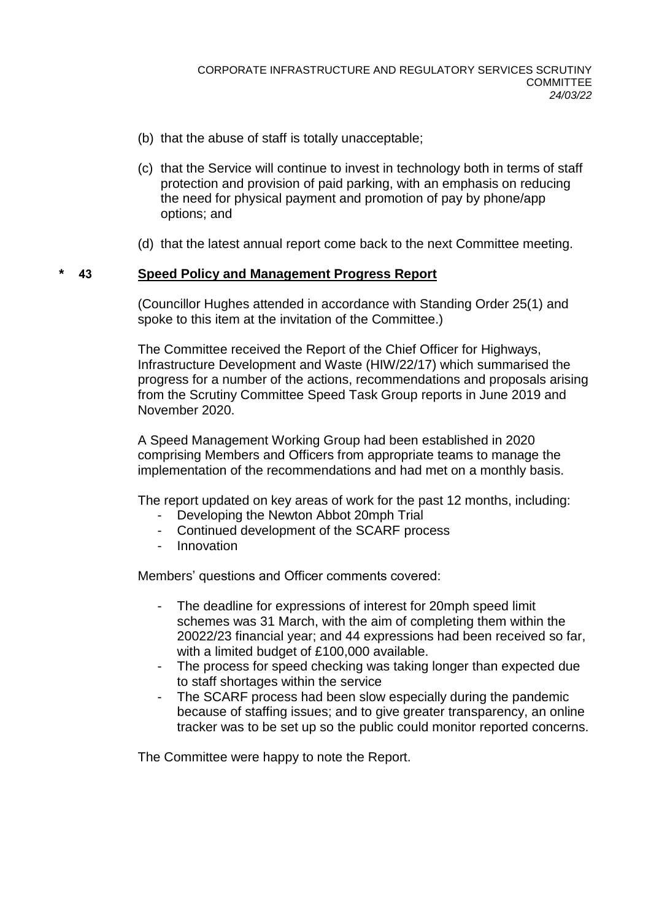(b) that the abuse of staff is totally unacceptable;

(c) that the Service will continue to invest in technology both in terms of staff protection and provision of paid parking, with an emphasis on reducing the need for physical payment and promotion of pay by phone/app options; and

(d) that the latest annual report come back to the next Committee meeting.

## * 43 Speed Policy and Management Progress Report

(Councillor Hughes attended in accordance with Standing Order 25(1) and spoke to this item at the invitation of the Committee.)

The Committee received the Report of the Chief Officer for Highways, Infrastructure Development and Waste (HIW/22/17) which summarised the progress for a number of the actions, recommendations and proposals arising from the Scrutiny Committee Speed Task Group reports in June 2019 and November 2020.

A Speed Management Working Group had been established in 2020 comprising Members and Officers from appropriate teams to manage the implementation of the recommendations and had met on a monthly basis.

The report updated on key areas of work for the past 12 months, including:

- Developing the Newton Abbot 20mph Trial
- Continued development of the SCARF process
- Innovation

Members' questions and Officer comments covered:

- The deadline for expressions of interest for 20mph speed limit schemes was 31 March, with the aim of completing them within the 20022/23 financial year; and 44 expressions had been received so far, with a limited budget of £100,000 available.
- The process for speed checking was taking longer than expected due to staff shortages within the service
- The SCARF process had been slow especially during the pandemic because of staffing issues; and to give greater transparency, an online tracker was to be set up so the public could monitor reported concerns.

The Committee were happy to note the Report.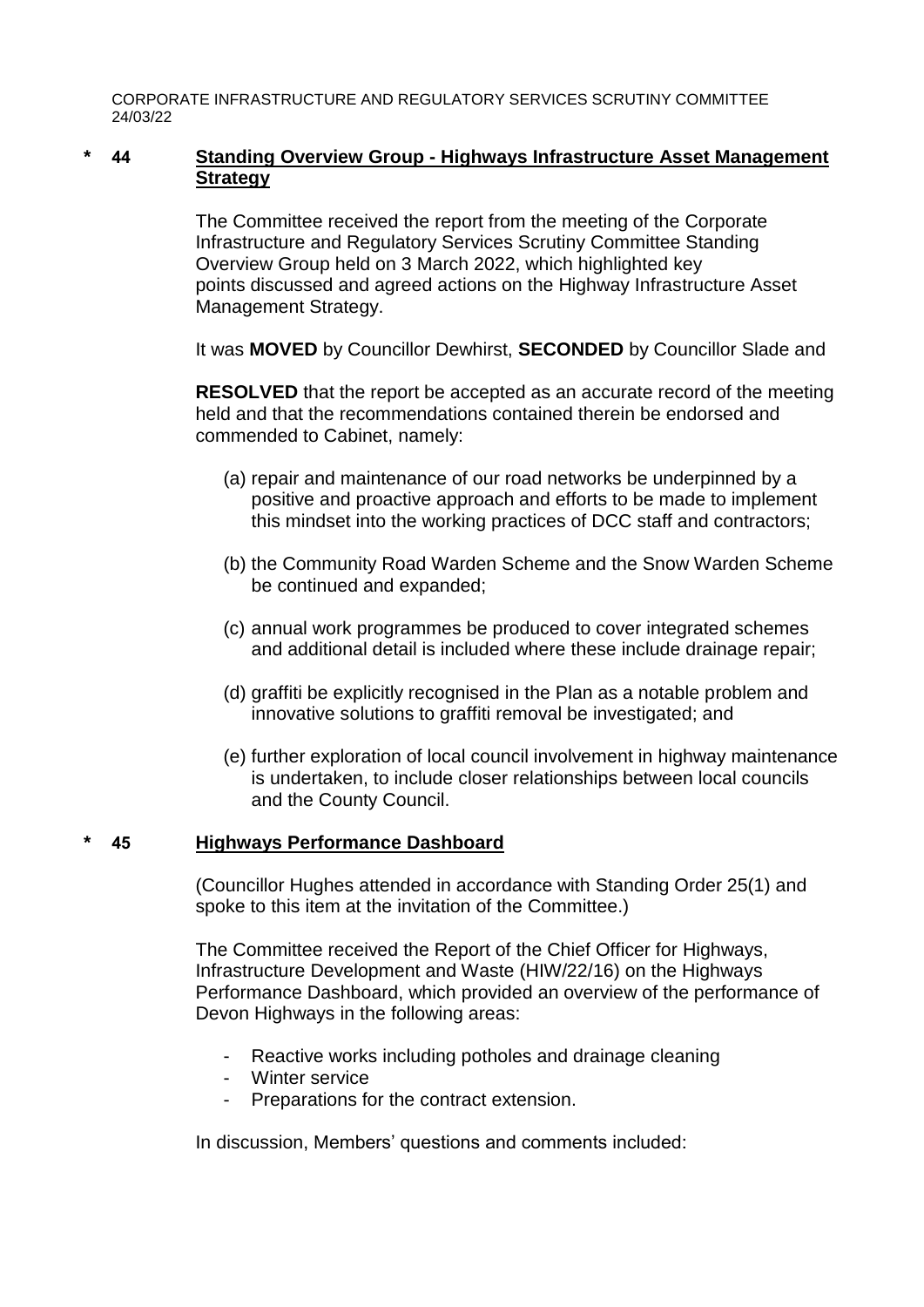## * 44 Standing Overview Group - Highways Infrastructure Asset Management Strategy

The Committee received the report from the meeting of the Corporate Infrastructure and Regulatory Services Scrutiny Committee Standing Overview Group held on 3 March 2022, which highlighted key points discussed and agreed actions on the Highway Infrastructure Asset Management Strategy.

It was **MOVED** by Councillor Dewhirst, **SECONDED** by Councillor Slade and

**RESOLVED** that the report be accepted as an accurate record of the meeting held and that the recommendations contained therein be endorsed and commended to Cabinet, namely:

(a) repair and maintenance of our road networks be underpinned by a positive and proactive approach and efforts to be made to implement this mindset into the working practices of DCC staff and contractors;

(b) the Community Road Warden Scheme and the Snow Warden Scheme be continued and expanded;

(c) annual work programmes be produced to cover integrated schemes and additional detail is included where these include drainage repair;

(d) graffiti be explicitly recognised in the Plan as a notable problem and innovative solutions to graffiti removal be investigated; and

(e) further exploration of local council involvement in highway maintenance is undertaken, to include closer relationships between local councils and the County Council.

## * 45 Highways Performance Dashboard

(Councillor Hughes attended in accordance with Standing Order 25(1) and spoke to this item at the invitation of the Committee.)

The Committee received the Report of the Chief Officer for Highways, Infrastructure Development and Waste (HIW/22/16) on the Highways Performance Dashboard, which provided an overview of the performance of Devon Highways in the following areas:

- Reactive works including potholes and drainage cleaning
- Winter service
- Preparations for the contract extension.

In discussion, Members' questions and comments included: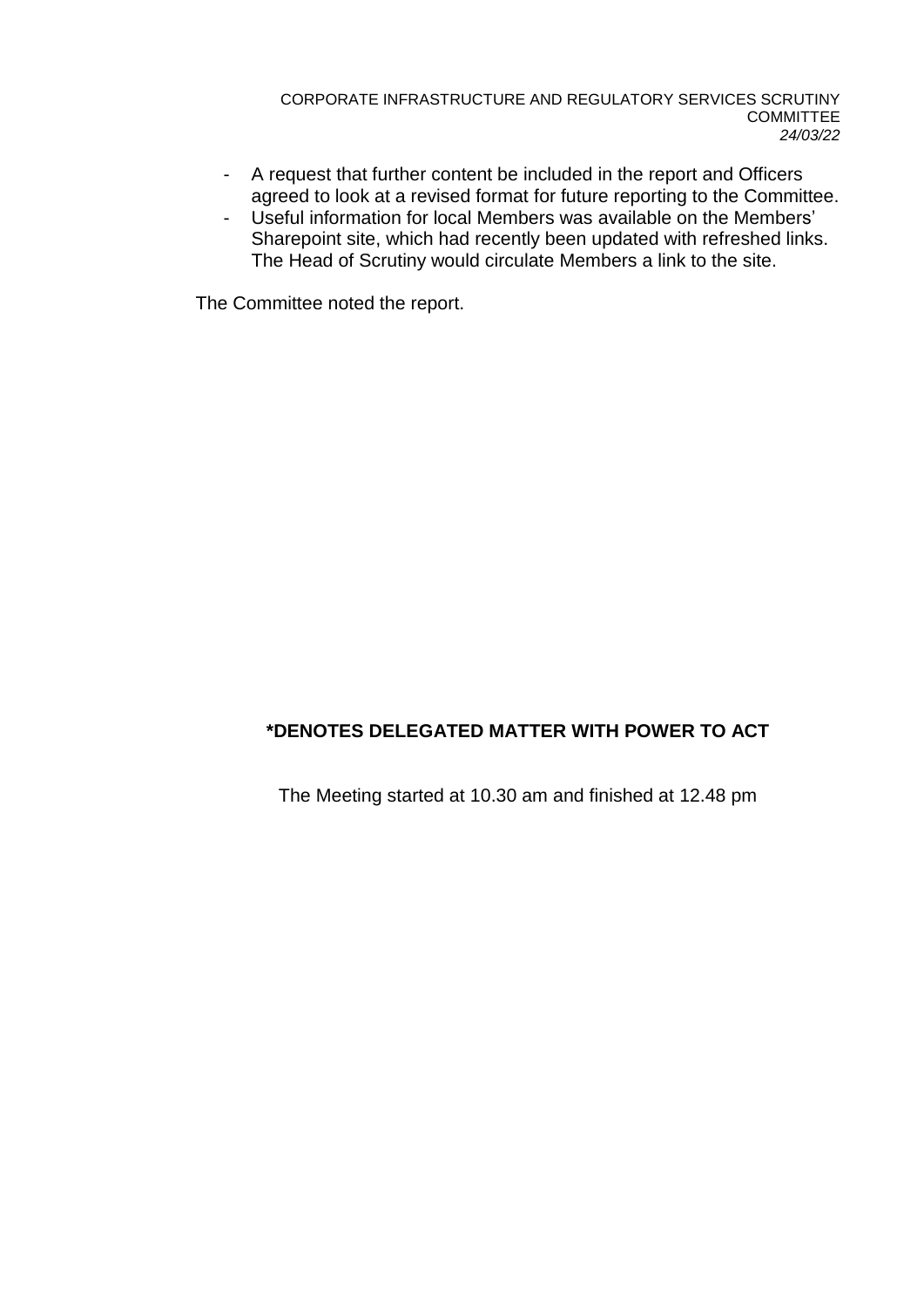- A request that further content be included in the report and Officers agreed to look at a revised format for future reporting to the Committee.
- Useful information for local Members was available on the Members' Sharepoint site, which had recently been updated with refreshed links. The Head of Scrutiny would circulate Members a link to the site.

The Committee noted the report.

**\*DENOTES DELEGATED MATTER WITH POWER TO ACT**

The Meeting started at 10.30 am and finished at 12.48 pm